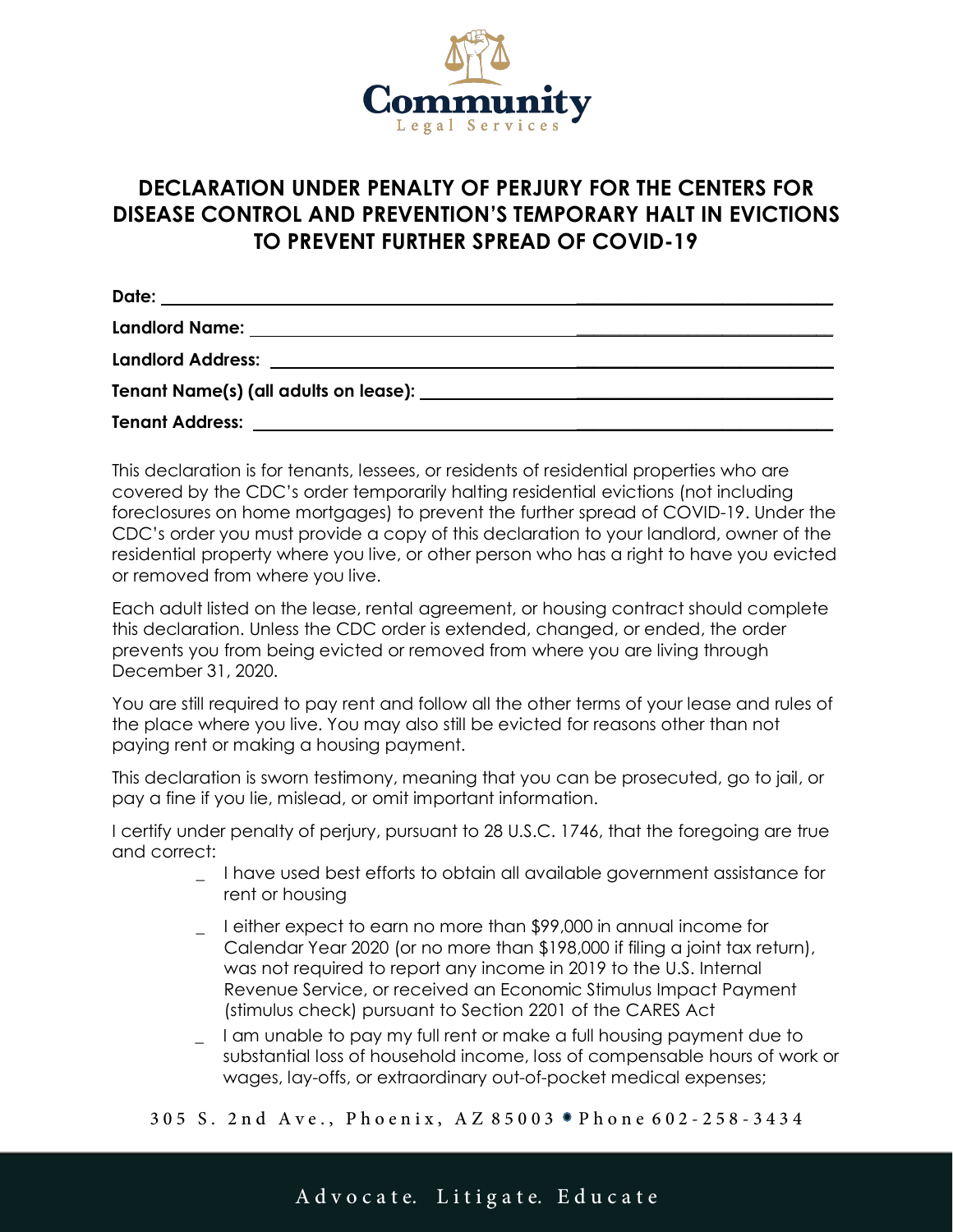Community
Legal Services

# DECLARATION UNDER PENALTY OF PERJURY FOR THE CENTERS FOR DISEASE CONTROL AND PREVENTION'S TEMPORARY HALT IN EVICTIONS TO PREVENT FURTHER SPREAD OF COVID-19

**Date:** ____________________________________________

**Landlord Name:** ____________________________________

**Landlord Address:** __________________________________

**Tenant Name(s) (all adults on lease):** ________________

**Tenant Address:** ___________________________________

This declaration is for tenants, lessees, or residents of residential properties who are covered by the CDC's order temporarily halting residential evictions (not including foreclosures on home mortgages) to prevent the further spread of COVID-19. Under the CDC's order you must provide a copy of this declaration to your landlord, owner of the residential property where you live, or other person who has a right to have you evicted or removed from where you live.

Each adult listed on the lease, rental agreement, or housing contract should complete this declaration. Unless the CDC order is extended, changed, or ended, the order prevents you from being evicted or removed from where you are living through December 31, 2020.

You are still required to pay rent and follow all the other terms of your lease and rules of the place where you live. You may also still be evicted for reasons other than not paying rent or making a housing payment.

This declaration is sworn testimony, meaning that you can be prosecuted, go to jail, or pay a fine if you lie, mislead, or omit important information.

I certify under penalty of perjury, pursuant to 28 U.S.C. 1746, that the foregoing are true and correct:

_ I have used best efforts to obtain all available government assistance for rent or housing

_ I either expect to earn no more than $99,000 in annual income for Calendar Year 2020 (or no more than $198,000 if filing a joint tax return), was not required to report any income in 2019 to the U.S. Internal Revenue Service, or received an Economic Stimulus Impact Payment (stimulus check) pursuant to Section 2201 of the CARES Act

_ I am unable to pay my full rent or make a full housing payment due to substantial loss of household income, loss of compensable hours of work or wages, lay-offs, or extraordinary out-of-pocket medical expenses;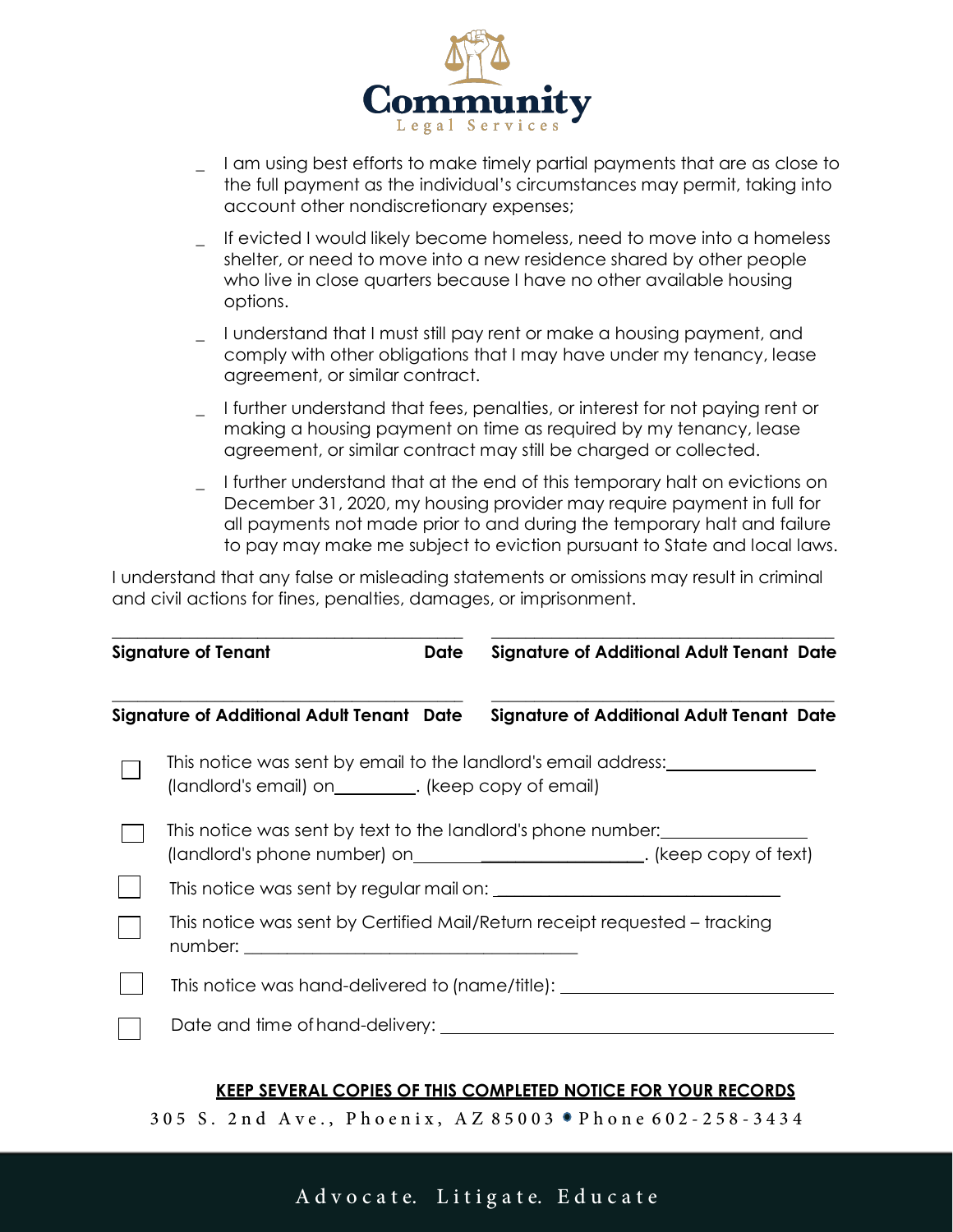**Community**
Legal Services

_ I am using best efforts to make timely partial payments that are as close to the full payment as the individual's circumstances may permit, taking into account other nondiscretionary expenses;

_ If evicted I would likely become homeless, need to move into a homeless shelter, or need to move into a new residence shared by other people who live in close quarters because I have no other available housing options.

_ I understand that I must still pay rent or make a housing payment, and comply with other obligations that I may have under my tenancy, lease agreement, or similar contract.

_ I further understand that fees, penalties, or interest for not paying rent or making a housing payment on time as required by my tenancy, lease agreement, or similar contract may still be charged or collected.

_ I further understand that at the end of this temporary halt on evictions on December 31, 2020, my housing provider may require payment in full for all payments not made prior to and during the temporary halt and failure to pay may make me subject to eviction pursuant to State and local laws.

I understand that any false or misleading statements or omissions may result in criminal and civil actions for fines, penalties, damages, or imprisonment.

______________________________________ ______________________________________
**Signature of Tenant Date** **Signature of Additional Adult Tenant Date**

______________________________________ ______________________________________
**Signature of Additional Adult Tenant Date** **Signature of Additional Adult Tenant Date**

☐ This notice was sent by email to the landlord's email address:________________ (landlord's email) on_________. (keep copy of email)

☐ This notice was sent by text to the landlord's phone number:________________ (landlord's phone number) on__________________________. (keep copy of text)

☐ This notice was sent by regular mail on: ________________________________

☐ This notice was sent by Certified Mail/Return receipt requested – tracking number: ____________________________________

☐ This notice was hand-delivered to (name/title): ______________________________

☐ Date and time of hand-delivery: ____________________________________________

**KEEP SEVERAL COPIES OF THIS COMPLETED NOTICE FOR YOUR RECORDS**

305 S. 2nd Ave., Phoenix, AZ 85003 • Phone 602-258-3434

Advocate. Litigate. Educate